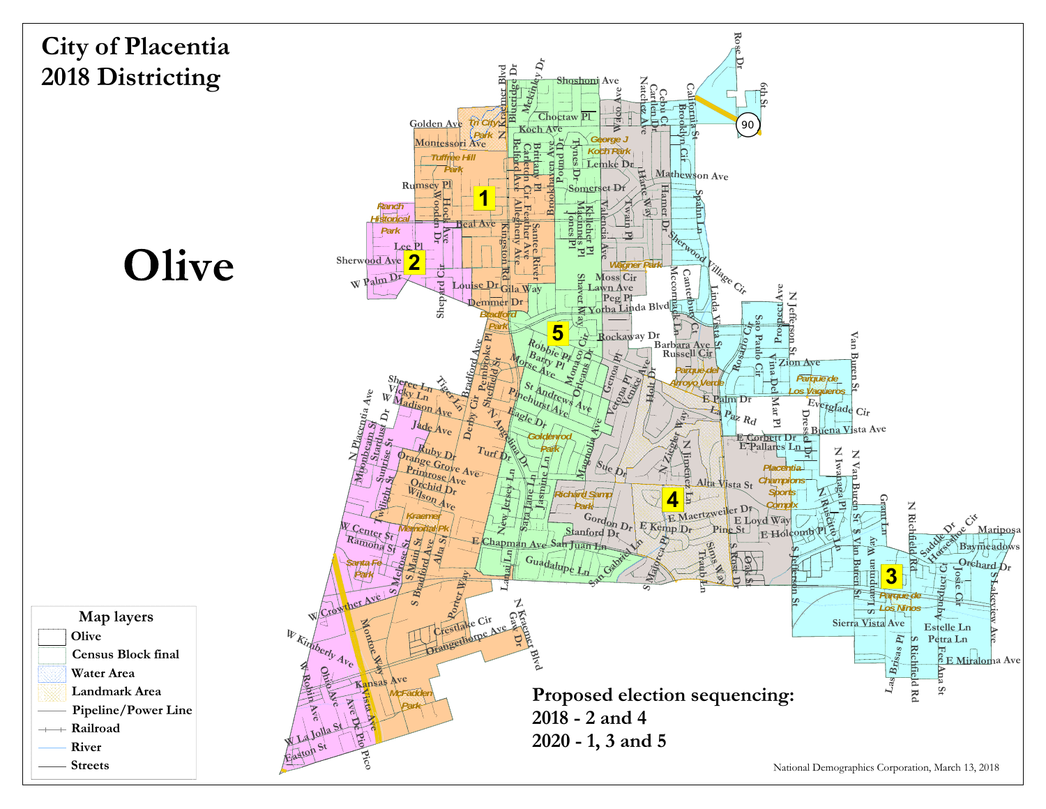# City of Placentia 2018 Districting

**Olive**

**Map layers**

- Olive
- Census Block final
- Water Area
- Landmark Area
- Pipeline/Power Line
- Railroad
- River
- Streets

**Proposed election sequencing:**

**2018 - 2 and 4**

**2020 - 1, 3 and 5**

National Demographics Corporation, March 13, 2018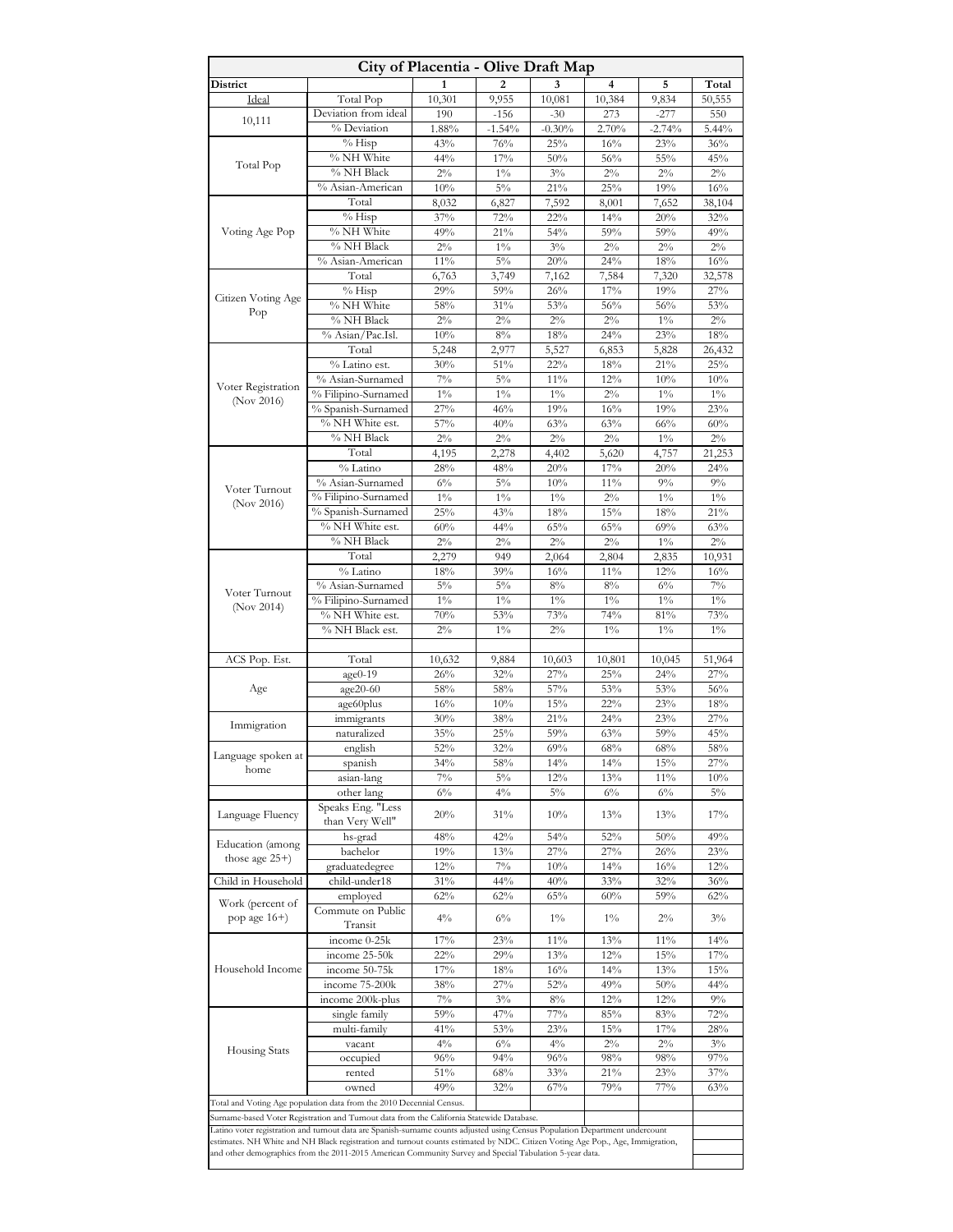# City of Placentia - Olive Draft Map

| District | | 1 | 2 | 3 | 4 | 5 | Total |
|---|---|---|---|---|---|---|---|
| Ideal | Total Pop | 10,301 | 9,955 | 10,081 | 10,384 | 9,834 | 50,555 |
| 10,111 | Deviation from ideal | 190 | -156 | -30 | 273 | -277 | 550 |
| | % Deviation | 1.88% | -1.54% | -0.30% | 2.70% | -2.74% | 5.44% |
| Total Pop | % Hisp | 43% | 76% | 25% | 16% | 23% | 36% |
| | % NH White | 44% | 17% | 50% | 56% | 55% | 45% |
| | % NH Black | 2% | 1% | 3% | 2% | 2% | 2% |
| | % Asian-American | 10% | 5% | 21% | 25% | 19% | 16% |
| Voting Age Pop | Total | 8,032 | 6,827 | 7,592 | 8,001 | 7,652 | 38,104 |
| | % Hisp | 37% | 72% | 22% | 14% | 20% | 32% |
| | % NH White | 49% | 21% | 54% | 59% | 59% | 49% |
| | % NH Black | 2% | 1% | 3% | 2% | 2% | 2% |
| | % Asian-American | 11% | 5% | 20% | 24% | 18% | 16% |
| Citizen Voting Age Pop | Total | 6,763 | 3,749 | 7,162 | 7,584 | 7,320 | 32,578 |
| | % Hisp | 29% | 59% | 26% | 17% | 19% | 27% |
| | % NH White | 58% | 31% | 53% | 56% | 56% | 53% |
| | % NH Black | 2% | 2% | 2% | 2% | 1% | 2% |
| | % Asian/Pac.Isl. | 10% | 8% | 18% | 24% | 23% | 18% |
| Voter Registration (Nov 2016) | Total | 5,248 | 2,977 | 5,527 | 6,853 | 5,828 | 26,432 |
| | % Latino est. | 30% | 51% | 22% | 18% | 21% | 25% |
| | % Asian-Surnamed | 7% | 5% | 11% | 12% | 10% | 10% |
| | % Filipino-Surnamed | 1% | 1% | 1% | 2% | 1% | 1% |
| | % Spanish-Surnamed | 27% | 46% | 19% | 16% | 19% | 23% |
| | % NH White est. | 57% | 40% | 63% | 63% | 66% | 60% |
| | % NH Black | 2% | 2% | 2% | 2% | 1% | 2% |
| Voter Turnout (Nov 2016) | Total | 4,195 | 2,278 | 4,402 | 5,620 | 4,757 | 21,253 |
| | % Latino | 28% | 48% | 20% | 17% | 20% | 24% |
| | % Asian-Surnamed | 6% | 5% | 10% | 11% | 9% | 9% |
| | % Filipino-Surnamed | 1% | 1% | 1% | 2% | 1% | 1% |
| | % Spanish-Surnamed | 25% | 43% | 18% | 15% | 18% | 21% |
| | % NH White est. | 60% | 44% | 65% | 65% | 69% | 63% |
| | % NH Black | 2% | 2% | 2% | 2% | 1% | 2% |
| Voter Turnout (Nov 2014) | Total | 2,279 | 949 | 2,064 | 2,804 | 2,835 | 10,931 |
| | % Latino | 18% | 39% | 16% | 11% | 12% | 16% |
| | % Asian-Surnamed | 5% | 5% | 8% | 8% | 6% | 7% |
| | % Filipino-Surnamed | 1% | 1% | 1% | 1% | 1% | 1% |
| | % NH White est. | 70% | 53% | 73% | 74% | 81% | 73% |
| | % NH Black est. | 2% | 1% | 2% | 1% | 1% | 1% |
| | | | | | | | |
| ACS Pop. Est. | Total | 10,632 | 9,884 | 10,603 | 10,801 | 10,045 | 51,964 |
| Age | age0-19 | 26% | 32% | 27% | 25% | 24% | 27% |
| | age20-60 | 58% | 58% | 57% | 53% | 53% | 56% |
| | age60plus | 16% | 10% | 15% | 22% | 23% | 18% |
| Immigration | immigrants | 30% | 38% | 21% | 24% | 23% | 27% |
| | naturalized | 35% | 25% | 59% | 63% | 59% | 45% |
| Language spoken at home | english | 52% | 32% | 69% | 68% | 68% | 58% |
| | spanish | 34% | 58% | 14% | 14% | 15% | 27% |
| | asian-lang | 7% | 5% | 12% | 13% | 11% | 10% |
| | other lang | 6% | 4% | 5% | 6% | 6% | 5% |
| Language Fluency | Speaks Eng. "Less than Very Well" | 20% | 31% | 10% | 13% | 13% | 17% |
| Education (among those age 25+) | hs-grad | 48% | 42% | 54% | 52% | 50% | 49% |
| | bachelor | 19% | 13% | 27% | 27% | 26% | 23% |
| | graduatedegree | 12% | 7% | 10% | 14% | 16% | 12% |
| Child in Household | child-under18 | 31% | 44% | 40% | 33% | 32% | 36% |
| Work (percent of pop age 16+) | employed | 62% | 62% | 65% | 60% | 59% | 62% |
| | Commute on Public Transit | 4% | 6% | 1% | 1% | 2% | 3% |
| Household Income | income 0-25k | 17% | 23% | 11% | 13% | 11% | 14% |
| | income 25-50k | 22% | 29% | 13% | 12% | 15% | 17% |
| | income 50-75k | 17% | 18% | 16% | 14% | 13% | 15% |
| | income 75-200k | 38% | 27% | 52% | 49% | 50% | 44% |
| | income 200k-plus | 7% | 3% | 8% | 12% | 12% | 9% |
| Housing Stats | single family | 59% | 47% | 77% | 85% | 83% | 72% |
| | multi-family | 41% | 53% | 23% | 15% | 17% | 28% |
| | vacant | 4% | 6% | 4% | 2% | 2% | 3% |
| | occupied | 96% | 94% | 96% | 98% | 98% | 97% |
| | rented | 51% | 68% | 33% | 21% | 23% | 37% |
| | owned | 49% | 32% | 67% | 79% | 77% | 63% |

Total and Voting Age population data from the 2010 Decennial Census.

Surname-based Voter Registration and Turnout data from the California Statewide Database.

Latino voter registration and turnout data are Spanish-surname counts adjusted using Census Population Department undercount estimates. NH White and NH Black registration and turnout counts estimated by NDC. Citizen Voting Age Pop., Age, Immigration, and other demographics from the 2011-2015 American Community Survey and Special Tabulation 5-year data.